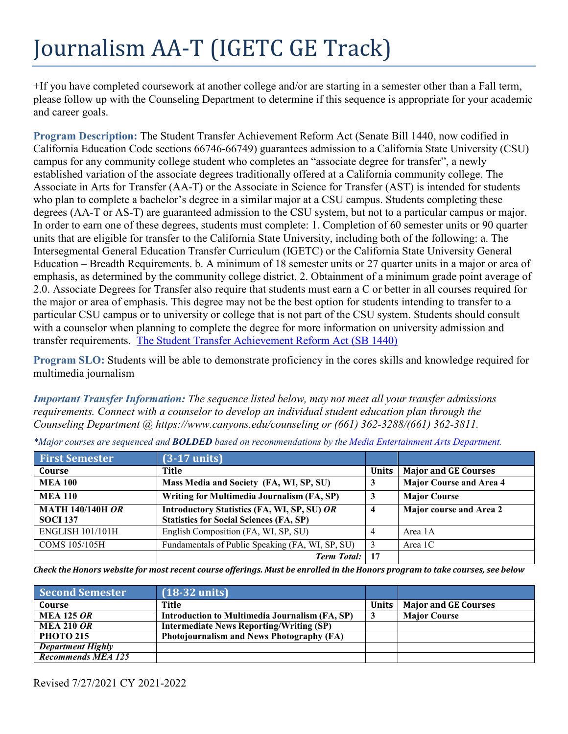# Journalism AA-T (IGETC GE Track)

+If you have completed coursework at another college and/or are starting in a semester other than a Fall term, please follow up with the Counseling Department to determine if this sequence is appropriate for your academic and career goals.

**Program Description:** The Student Transfer Achievement Reform Act (Senate Bill 1440, now codified in California Education Code sections 66746-66749) guarantees admission to a California State University (CSU) campus for any community college student who completes an "associate degree for transfer", a newly established variation of the associate degrees traditionally offered at a California community college. The Associate in Arts for Transfer (AA-T) or the Associate in Science for Transfer (AST) is intended for students who plan to complete a bachelor's degree in a similar major at a CSU campus. Students completing these degrees (AA-T or AS-T) are guaranteed admission to the CSU system, but not to a particular campus or major. In order to earn one of these degrees, students must complete: 1. Completion of 60 semester units or 90 quarter units that are eligible for transfer to the California State University, including both of the following: a. The Intersegmental General Education Transfer Curriculum (IGETC) or the California State University General Education – Breadth Requirements. b. A minimum of 18 semester units or 27 quarter units in a major or area of emphasis, as determined by the community college district. 2. Obtainment of a minimum grade point average of 2.0. Associate Degrees for Transfer also require that students must earn a C or better in all courses required for the major or area of emphasis. This degree may not be the best option for students intending to transfer to a particular CSU campus or to university or college that is not part of the CSU system. Students should consult with a counselor when planning to complete the degree for more information on university admission and transfer requirements. [The Student Transfer Achievement Reform Act (SB 1440)]

**Program SLO:** Students will be able to demonstrate proficiency in the cores skills and knowledge required for multimedia journalism

***Important Transfer Information:*** *The sequence listed below, may not meet all your transfer admissions requirements. Connect with a counselor to develop an individual student education plan through the Counseling Department @ https://www.canyons.edu/counseling or (661) 362-3288/(661) 362-3811.*

*\*Major courses are sequenced and **BOLDED** based on recommendations by the [Media Entertainment Arts Department].*

| First Semester | (3-17 units) | | |
|---|---|---|---|
| **Course** | **Title** | **Units** | **Major and GE Courses** |
| **MEA 100** | **Mass Media and Society (FA, WI, SP, SU)** | **3** | **Major Course and Area 4** |
| **MEA 110** | **Writing for Multimedia Journalism (FA, SP)** | **3** | **Major Course** |
| **MATH 140/140H *OR* SOCI 137** | **Introductory Statistics (FA, WI, SP, SU) *OR* Statistics for Social Sciences (FA, SP)** | **4** | **Major course and Area 2** |
| ENGLISH 101/101H | English Composition (FA, WI, SP, SU) | 4 | Area 1A |
| COMS 105/105H | Fundamentals of Public Speaking (FA, WI, SP, SU) | 3 | Area 1C |
| | ***Term Total:*** | **17** | |

***Check the Honors website for most recent course offerings. Must be enrolled in the Honors program to take courses, see below***

| Second Semester | (18-32 units) | | |
|---|---|---|---|
| **Course** | **Title** | **Units** | **Major and GE Courses** |
| **MEA 125 *OR*** | **Introduction to Multimedia Journalism (FA, SP)** | **3** | **Major Course** |
| **MEA 210 *OR*** | **Intermediate News Reporting/Writing (SP)** | | |
| **PHOTO 215** | **Photojournalism and News Photography (FA)** | | |
| ***Department Highly*** | | | |
| ***Recommends MEA 125*** | | | |

Revised 7/27/2021 CY 2021-2022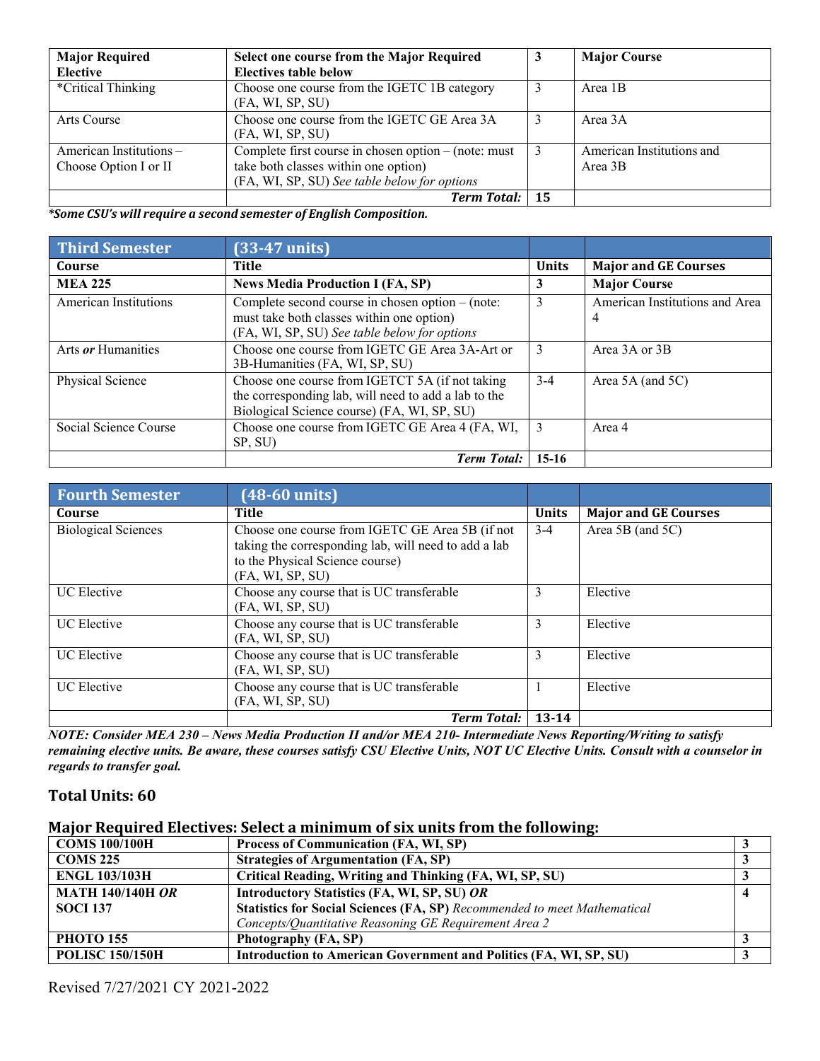| | | | |
|---|---|---|---|
| **Major Required Elective** | **Select one course from the Major Required Electives table below** | **3** | **Major Course** |
| *Critical Thinking | Choose one course from the IGETC 1B category (FA, WI, SP, SU) | 3 | Area 1B |
| Arts Course | Choose one course from the IGETC GE Area 3A (FA, WI, SP, SU) | 3 | Area 3A |
| American Institutions – Choose Option I or II | Complete first course in chosen option – (note: must take both classes within one option) (FA, WI, SP, SU) *See table below for options* | 3 | American Institutions and Area 3B |
| | ***Term Total:*** | **15** | |

***Some CSU's will require a second semester of English Composition.***

| **Third Semester** | **(33-47 units)** | | |
|---|---|---|---|
| **Course** | **Title** | **Units** | **Major and GE Courses** |
| **MEA 225** | **News Media Production I (FA, SP)** | **3** | **Major Course** |
| American Institutions | Complete second course in chosen option – (note: must take both classes within one option) (FA, WI, SP, SU) *See table below for options* | 3 | American Institutions and Area 4 |
| Arts ***or*** Humanities | Choose one course from IGETC GE Area 3A-Art or 3B-Humanities (FA, WI, SP, SU) | 3 | Area 3A or 3B |
| Physical Science | Choose one course from IGETCT 5A (if not taking the corresponding lab, will need to add a lab to the Biological Science course) (FA, WI, SP, SU) | 3-4 | Area 5A (and 5C) |
| Social Science Course | Choose one course from IGETC GE Area 4 (FA, WI, SP, SU) | 3 | Area 4 |
| | ***Term Total:*** | **15-16** | |

| **Fourth Semester** | **(48-60 units)** | | |
|---|---|---|---|
| **Course** | **Title** | **Units** | **Major and GE Courses** |
| Biological Sciences | Choose one course from IGETC GE Area 5B (if not taking the corresponding lab, will need to add a lab to the Physical Science course) (FA, WI, SP, SU) | 3-4 | Area 5B (and 5C) |
| UC Elective | Choose any course that is UC transferable (FA, WI, SP, SU) | 3 | Elective |
| UC Elective | Choose any course that is UC transferable (FA, WI, SP, SU) | 3 | Elective |
| UC Elective | Choose any course that is UC transferable (FA, WI, SP, SU) | 3 | Elective |
| UC Elective | Choose any course that is UC transferable (FA, WI, SP, SU) | 1 | Elective |
| | ***Term Total:*** | **13-14** | |

***NOTE: Consider MEA 230 – News Media Production II and/or MEA 210- Intermediate News Reporting/Writing to satisfy remaining elective units. Be aware, these courses satisfy CSU Elective Units, NOT UC Elective Units. Consult with a counselor in regards to transfer goal.***

## Total Units: 60

## Major Required Electives: Select a minimum of six units from the following:

| | | |
|---|---|---|
| **COMS 100/100H** | **Process of Communication (FA, WI, SP)** | **3** |
| **COMS 225** | **Strategies of Argumentation (FA, SP)** | **3** |
| **ENGL 103/103H** | **Critical Reading, Writing and Thinking (FA, WI, SP, SU)** | **3** |
| **MATH 140/140H *OR* SOCI 137** | **Introductory Statistics (FA, WI, SP, SU) *OR* Statistics for Social Sciences (FA, SP)** *Recommended to meet Mathematical Concepts/Quantitative Reasoning GE Requirement Area 2* | **4** |
| **PHOTO 155** | **Photography (FA, SP)** | **3** |
| **POLISC 150/150H** | **Introduction to American Government and Politics (FA, WI, SP, SU)** | **3** |

Revised 7/27/2021 CY 2021-2022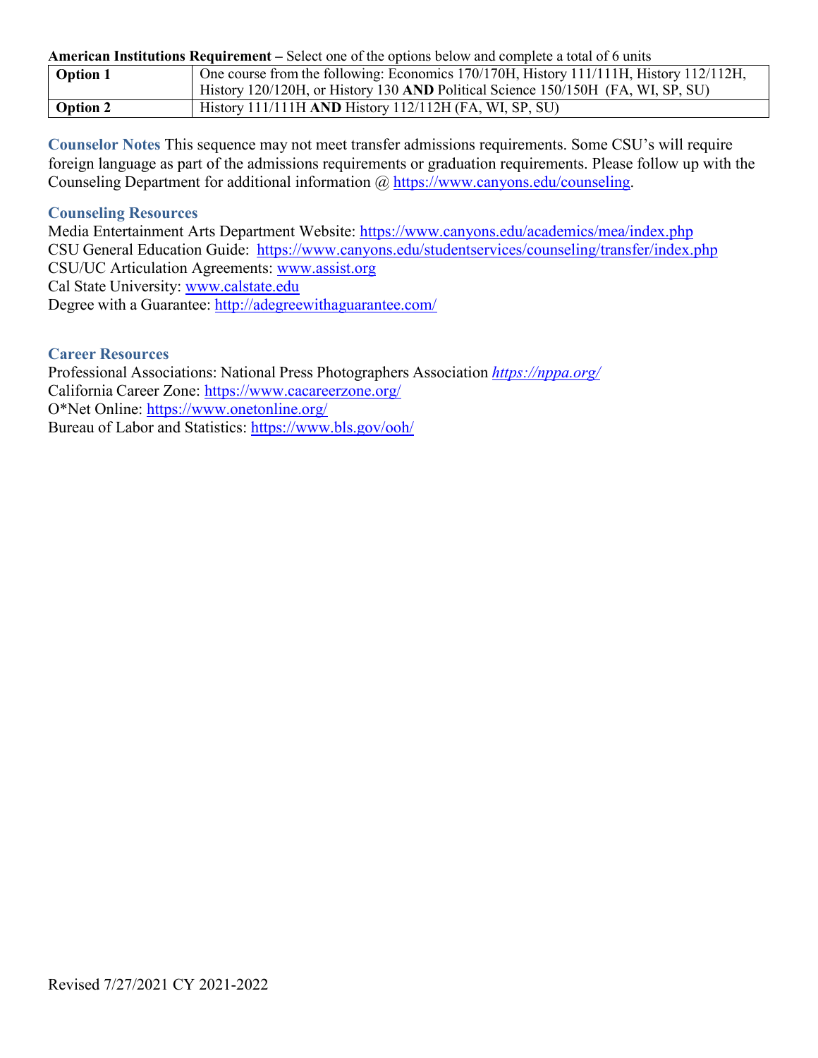**American Institutions Requirement –** Select one of the options below and complete a total of 6 units

| | |
|---|---|
| **Option 1** | One course from the following: Economics 170/170H, History 111/111H, History 112/112H, History 120/120H, or History 130 **AND** Political Science 150/150H (FA, WI, SP, SU) |
| **Option 2** | History 111/111H **AND** History 112/112H (FA, WI, SP, SU) |

**Counselor Notes** This sequence may not meet transfer admissions requirements. Some CSU's will require foreign language as part of the admissions requirements or graduation requirements. Please follow up with the Counseling Department for additional information @ https://www.canyons.edu/counseling.

## Counseling Resources

Media Entertainment Arts Department Website: https://www.canyons.edu/academics/mea/index.php
CSU General Education Guide: https://www.canyons.edu/studentservices/counseling/transfer/index.php
CSU/UC Articulation Agreements: www.assist.org
Cal State University: www.calstate.edu
Degree with a Guarantee: http://adegreewithaguarantee.com/

## Career Resources

Professional Associations: National Press Photographers Association *https://nppa.org/*
California Career Zone: https://www.cacareerzone.org/
O*Net Online: https://www.onetonline.org/
Bureau of Labor and Statistics: https://www.bls.gov/ooh/

Revised 7/27/2021 CY 2021-2022